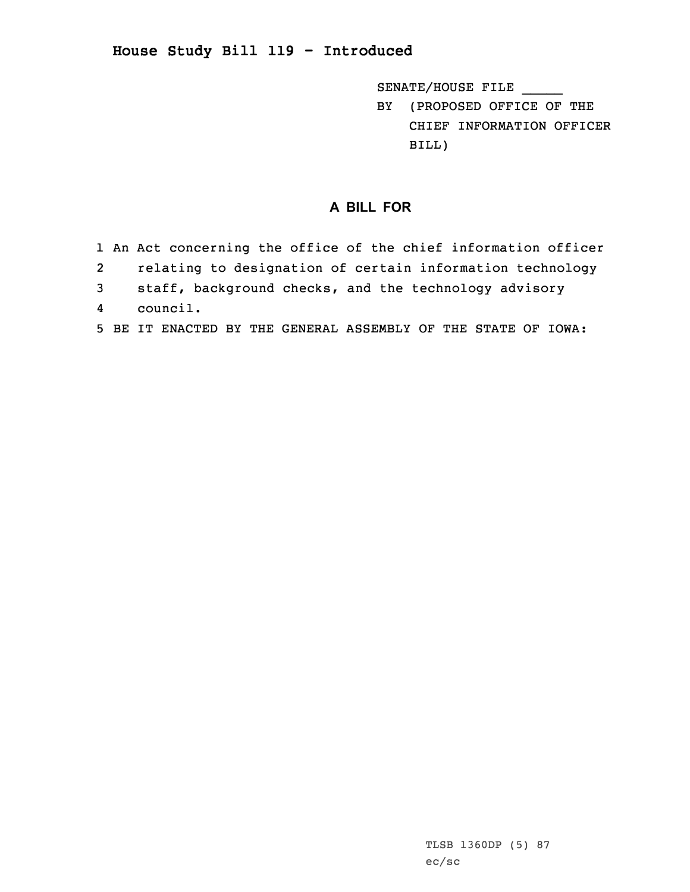**House Study Bill 119 - Introduced**

SENATE/HOUSE FILE _____

BY (PROPOSED OFFICE OF THE CHIEF INFORMATION OFFICER BILL)

## A BILL FOR

1 An Act concerning the office of the chief information officer
2 relating to designation of certain information technology
3 staff, background checks, and the technology advisory
4 council.
5 BE IT ENACTED BY THE GENERAL ASSEMBLY OF THE STATE OF IOWA:

TLSB 1360DP (5) 87
ec/sc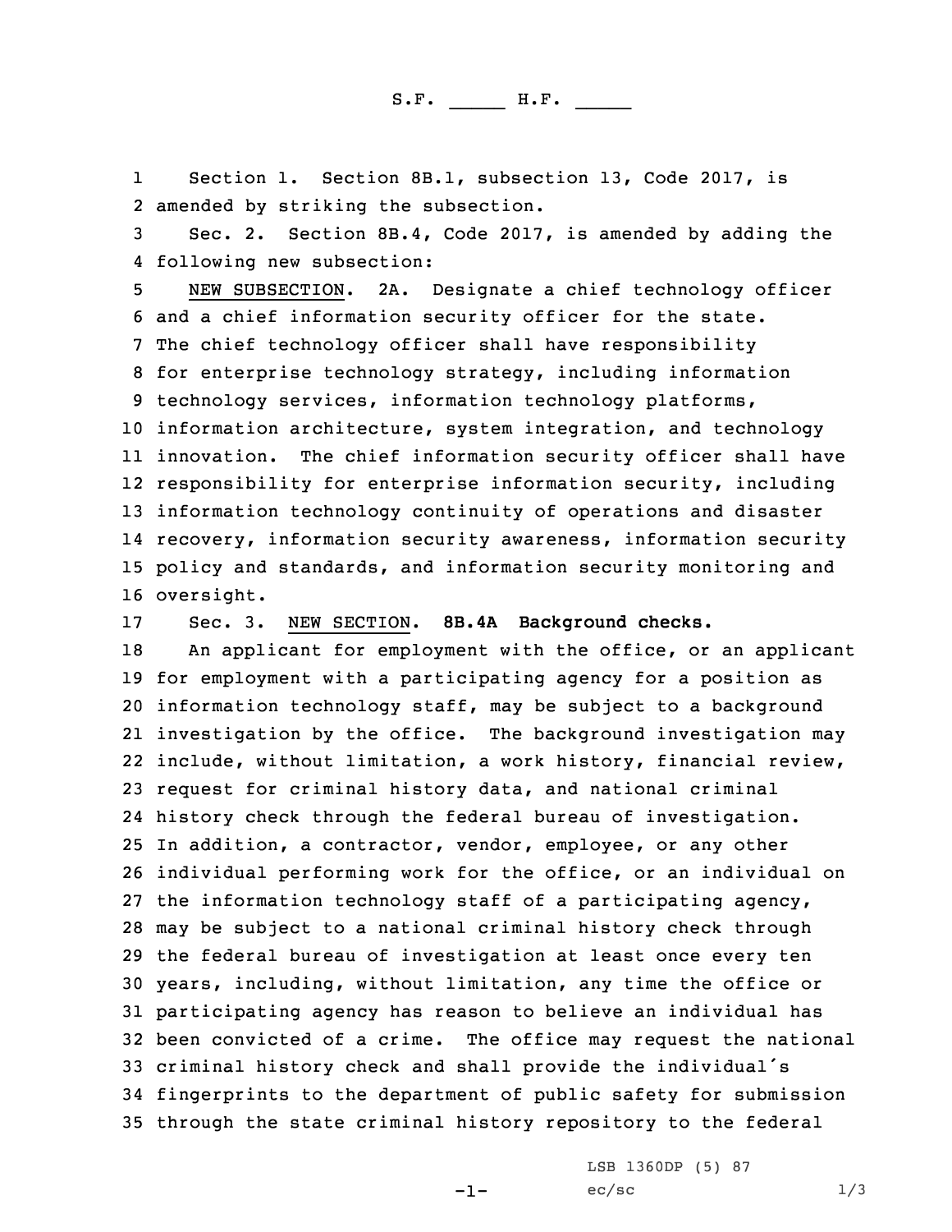S.F. _____ H.F. _____

Section 1. Section 8B.1, subsection 13, Code 2017, is amended by striking the subsection.

Sec. 2. Section 8B.4, Code 2017, is amended by adding the following new subsection:

NEW SUBSECTION. 2A. Designate a chief technology officer and a chief information security officer for the state. The chief technology officer shall have responsibility for enterprise technology strategy, including information technology services, information technology platforms, information architecture, system integration, and technology innovation. The chief information security officer shall have responsibility for enterprise information security, including information technology continuity of operations and disaster recovery, information security awareness, information security policy and standards, and information security monitoring and oversight.

Sec. 3. NEW SECTION. **8B.4A Background checks.**

An applicant for employment with the office, or an applicant for employment with a participating agency for a position as information technology staff, may be subject to a background investigation by the office. The background investigation may include, without limitation, a work history, financial review, request for criminal history data, and national criminal history check through the federal bureau of investigation. In addition, a contractor, vendor, employee, or any other individual performing work for the office, or an individual on the information technology staff of a participating agency, may be subject to a national criminal history check through the federal bureau of investigation at least once every ten years, including, without limitation, any time the office or participating agency has reason to believe an individual has been convicted of a crime. The office may request the national criminal history check and shall provide the individual's fingerprints to the department of public safety for submission through the state criminal history repository to the federal

LSB 1360DP (5) 87
ec/sc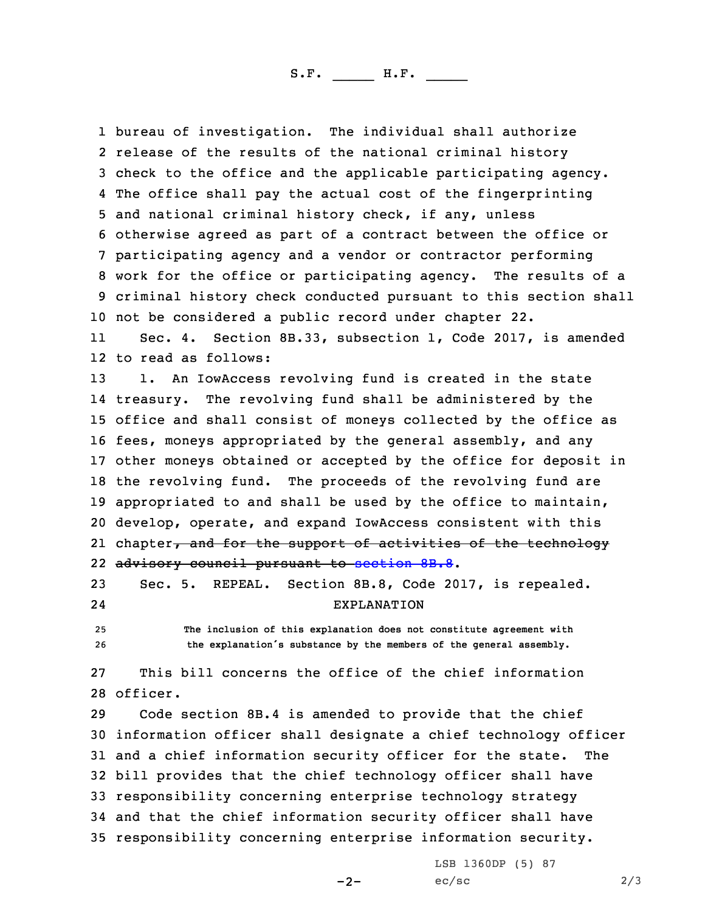bureau of investigation. The individual shall authorize release of the results of the national criminal history check to the office and the applicable participating agency. The office shall pay the actual cost of the fingerprinting and national criminal history check, if any, unless otherwise agreed as part of a contract between the office or participating agency and a vendor or contractor performing work for the office or participating agency. The results of a criminal history check conducted pursuant to this section shall not be considered a public record under chapter 22.

Sec. 4. Section 8B.33, subsection 1, Code 2017, is amended to read as follows:

1. An IowAccess revolving fund is created in the state treasury. The revolving fund shall be administered by the office and shall consist of moneys collected by the office as fees, moneys appropriated by the general assembly, and any other moneys obtained or accepted by the office for deposit in the revolving fund. The proceeds of the revolving fund are appropriated to and shall be used by the office to maintain, develop, operate, and expand IowAccess consistent with this chapter~~, and for the support of activities of the technology advisory council pursuant to section 8B.8~~.

Sec. 5. REPEAL. Section 8B.8, Code 2017, is repealed.

EXPLANATION

The inclusion of this explanation does not constitute agreement with the explanation's substance by the members of the general assembly.

This bill concerns the office of the chief information officer.

Code section 8B.4 is amended to provide that the chief information officer shall designate a chief technology officer and a chief information security officer for the state. The bill provides that the chief technology officer shall have responsibility concerning enterprise technology strategy and that the chief information security officer shall have responsibility concerning enterprise information security.

LSB 1360DP (5) 87
ec/sc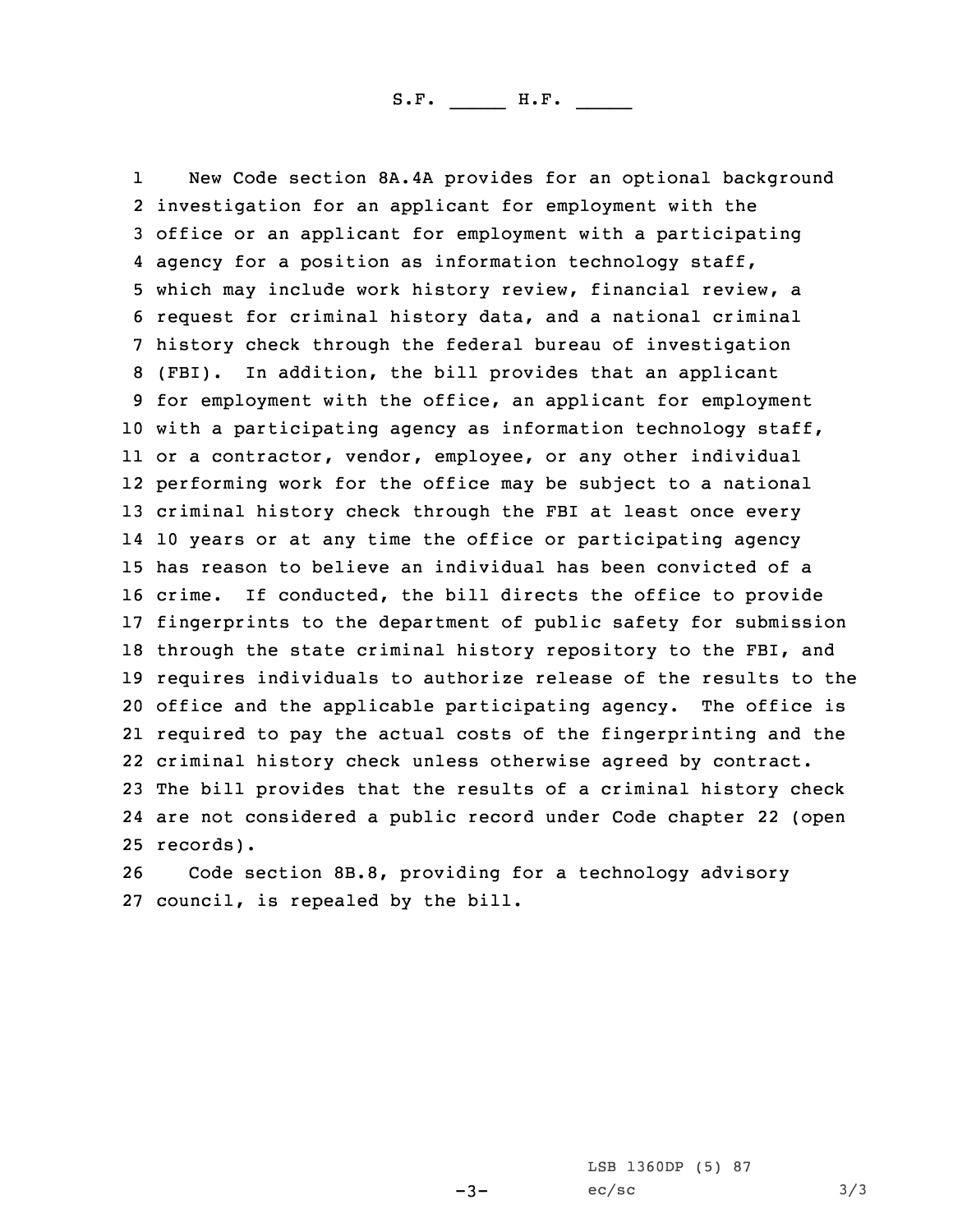New Code section 8A.4A provides for an optional background investigation for an applicant for employment with the office or an applicant for employment with a participating agency for a position as information technology staff, which may include work history review, financial review, a request for criminal history data, and a national criminal history check through the federal bureau of investigation (FBI). In addition, the bill provides that an applicant for employment with the office, an applicant for employment with a participating agency as information technology staff, or a contractor, vendor, employee, or any other individual performing work for the office may be subject to a national criminal history check through the FBI at least once every 10 years or at any time the office or participating agency has reason to believe an individual has been convicted of a crime. If conducted, the bill directs the office to provide fingerprints to the department of public safety for submission through the state criminal history repository to the FBI, and requires individuals to authorize release of the results to the office and the applicable participating agency. The office is required to pay the actual costs of the fingerprinting and the criminal history check unless otherwise agreed by contract. The bill provides that the results of a criminal history check are not considered a public record under Code chapter 22 (open records).

Code section 8B.8, providing for a technology advisory council, is repealed by the bill.